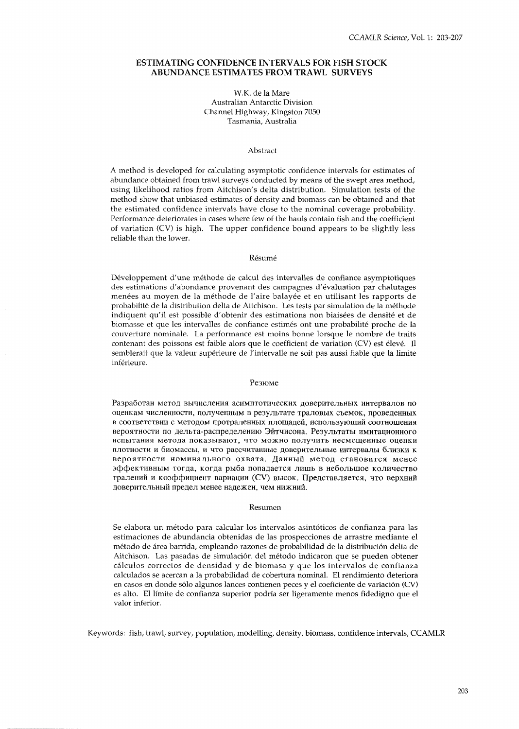# ESTIMATING CONFIDENCE INTERVALS FOR FISH STOCK ABUNDANCE ESTIMATES FROM TRAWL SURVEYS

W.K. de la Mare
Australian Antarctic Division
Channel Highway, Kingston 7050
Tasmania, Australia

## Abstract

A method is developed for calculating asymptotic confidence intervals for estimates of abundance obtained from trawl surveys conducted by means of the swept area method, using likelihood ratios from Aitchison's delta distribution. Simulation tests of the method show that unbiased estimates of density and biomass can be obtained and that the estimated confidence intervals have close to the nominal coverage probability. Performance deteriorates in cases where few of the hauls contain fish and the coefficient of variation (CV) is high. The upper confidence bound appears to be slightly less reliable than the lower.

## Résumé

Développement d'une méthode de calcul des intervalles de confiance asymptotiques des estimations d'abondance provenant des campagnes d'évaluation par chalutages menées au moyen de la méthode de l'aire balayée et en utilisant les rapports de probabilité de la distribution delta de Aitchison. Les tests par simulation de la méthode indiquent qu'il est possible d'obtenir des estimations non biaisées de densité et de biomasse et que les intervalles de confiance estimés ont une probabilité proche de la couverture nominale. La performance est moins bonne lorsque le nombre de traits contenant des poissons est faible alors que le coefficient de variation (CV) est élevé. Il semblerait que la valeur supérieure de l'intervalle ne soit pas aussi fiable que la limite inférieure.

## Резюме

Разработан метод вычисления асимптотических доверительных интервалов по оценкам численности, полученным в результате траловых съемок, проведенных в соответствии с методом протраленных площадей, использующий соотношения вероятности по дельта-распределению Эйтчисона. Результаты имитационного испытания метода показывают, что можно получить несмещенные оценки плотности и биомассы, и что рассчитанные доверительные интервалы близки к вероятности номинального охвата. Данный метод становится менее эффективным тогда, когда рыба попадается лишь в небольшое количество тралений и коэффициент вариации (CV) высок. Представляется, что верхний доверительный предел менее надежен, чем нижний.

## Resumen

Se elabora un método para calcular los intervalos asintóticos de confianza para las estimaciones de abundancia obtenidas de las prospecciones de arrastre mediante el método de área barrida, empleando razones de probabilidad de la distribución delta de Aitchison. Las pasadas de simulación del método indicaron que se pueden obtener cálculos correctos de densidad y de biomasa y que los intervalos de confianza calculados se acercan a la probabilidad de cobertura nominal. El rendimiento deteriora en casos en donde sólo algunos lances contienen peces y el coeficiente de variación (CV) es alto. El límite de confianza superior podría ser ligeramente menos fidedigno que el valor inferior.

Keywords: fish, trawl, survey, population, modelling, density, biomass, confidence intervals, CCAMLR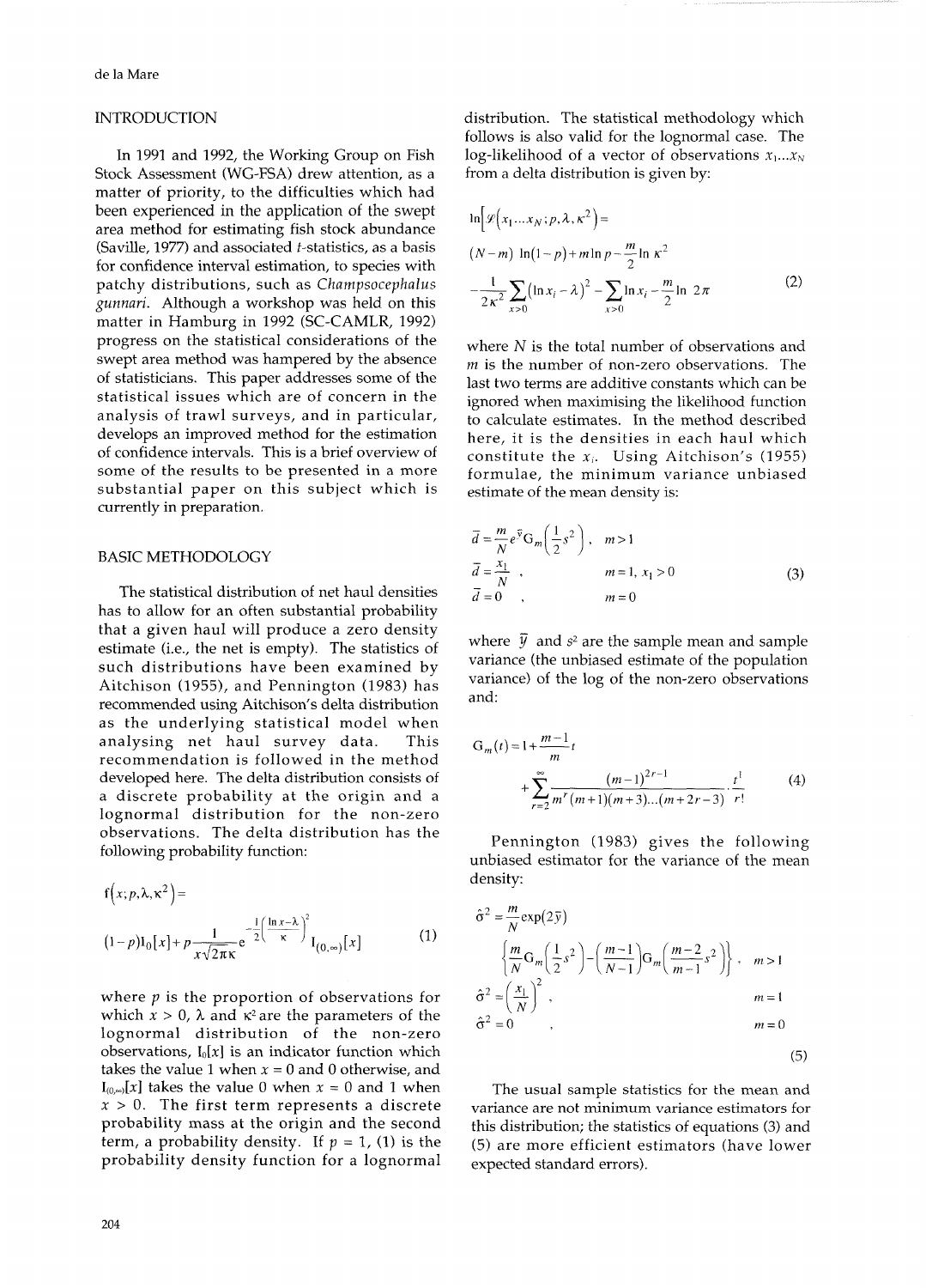## INTRODUCTION

In 1991 and 1992, the Working Group on Fish Stock Assessment (WG-FSA) drew attention, as a matter of priority, to the difficulties which had been experienced in the application of the swept area method for estimating fish stock abundance (Saville, 1977) and associated $t$-statistics, as a basis for confidence interval estimation, to species with patchy distributions, such as *Champsocephalus gunnari*. Although a workshop was held on this matter in Hamburg in 1992 (SC-CAMLR, 1992) progress on the statistical considerations of the swept area method was hampered by the absence of statisticians. This paper addresses some of the statistical issues which are of concern in the analysis of trawl surveys, and in particular, develops an improved method for the estimation of confidence intervals. This is a brief overview of some of the results to be presented in a more substantial paper on this subject which is currently in preparation.

## BASIC METHODOLOGY

The statistical distribution of net haul densities has to allow for an often substantial probability that a given haul will produce a zero density estimate (i.e., the net is empty). The statistics of such distributions have been examined by Aitchison (1955), and Pennington (1983) has recommended using Aitchison's delta distribution as the underlying statistical model when analysing net haul survey data. This recommendation is followed in the method developed here. The delta distribution consists of a discrete probability at the origin and a lognormal distribution for the non-zero observations. The delta distribution has the following probability function:

$$
f\left(x;p,\lambda,\kappa^2\right) = (1-p)I_0[x] + p\frac{1}{x\sqrt{2\pi}\kappa}e^{-\frac{1}{2}\left(\frac{\ln x-\lambda}{\kappa}\right)^2} I_{(0,\infty)}[x] \tag{1}
$$

where $p$ is the proportion of observations for which $x > 0$, $\lambda$ and $\kappa^2$ are the parameters of the lognormal distribution of the non-zero observations, $I_0[x]$ is an indicator function which takes the value 1 when $x = 0$ and 0 otherwise, and $I_{(0,\infty)}[x]$ takes the value 0 when $x = 0$ and 1 when $x > 0$. The first term represents a discrete probability mass at the origin and the second term, a probability density. If $p = 1$, (1) is the probability density function for a lognormal distribution. The statistical methodology which follows is also valid for the lognormal case. The log-likelihood of a vector of observations $x_1 \ldots x_N$ from a delta distribution is given by:

$$
\begin{aligned}
\ln\left[\mathcal{L}\left(x_1 \ldots x_N; p, \lambda, \kappa^2\right)\right] = \\
(N-m)\ \ln(1-p) + m\ln p - \frac{m}{2}\ln \kappa^2 \\
-\frac{1}{2\kappa^2}\sum_{x>0}\left(\ln x_i - \lambda\right)^2 - \sum_{x>0}\ln x_i - \frac{m}{2}\ln 2\pi
\end{aligned} \tag{2}
$$

where $N$ is the total number of observations and $m$ is the number of non-zero observations. The last two terms are additive constants which can be ignored when maximising the likelihood function to calculate estimates. In the method described here, it is the densities in each haul which constitute the $x_i$. Using Aitchison's (1955) formulae, the minimum variance unbiased estimate of the mean density is:

$$
\begin{aligned}
\bar{d} &= \frac{m}{N}e^{\bar{y}}G_m\left(\frac{1}{2}s^2\right), & m > 1 \\
\bar{d} &= \frac{x_1}{N}, & m = 1,\ x_1 > 0 \\
\bar{d} &= 0, & m = 0
\end{aligned} \tag{3}
$$

where $\bar{y}$ and $s^2$ are the sample mean and sample variance (the unbiased estimate of the population variance) of the log of the non-zero observations and:

$$
G_m(t) = 1 + \frac{m-1}{m}t + \sum_{r=2}^{\infty}\frac{(m-1)^{2r-1}}{m^r(m+1)(m+3)\ldots(m+2r-3)}\cdot\frac{t^{\mathrm{I}}}{r!} \tag{4}
$$

Pennington (1983) gives the following unbiased estimator for the variance of the mean density:

$$
\begin{aligned}
\hat{\sigma}^2 &= \frac{m}{N}\exp(2\bar{y}) \\
&\quad \left\{\frac{m}{N}G_m\left(\frac{1}{2}s^2\right) - \left(\frac{m-1}{N-1}\right)G_m\left(\frac{m-2}{m-1}s^2\right)\right\}, & m > 1 \\
\hat{\sigma}^2 &= \left(\frac{x_1}{N}\right)^2, & m = 1 \\
\hat{\sigma}^2 &= 0, & m = 0
\end{aligned} \tag{5}
$$

The usual sample statistics for the mean and variance are not minimum variance estimators for this distribution; the statistics of equations (3) and (5) are more efficient estimators (have lower expected standard errors).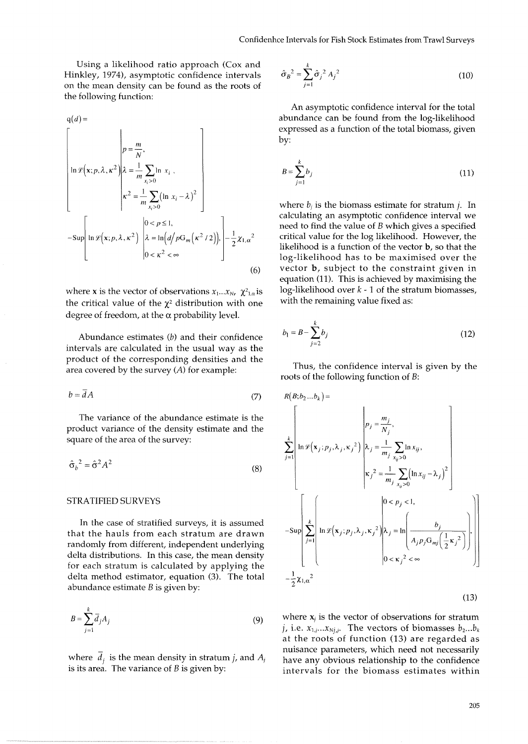Using a likelihood ratio approach (Cox and Hinkley, 1974), asymptotic confidence intervals on the mean density can be found as the roots of the following function:

$$
\mathrm{q}(d) = \left[ \ln \mathcal{L}\left(\mathbf{x}; p, \lambda, \kappa^2\right) \middle| \begin{array}{l} p = \dfrac{m}{N}, \\ \lambda = \dfrac{1}{m} \displaystyle\sum_{x_i > 0} \ln x_i \,, \\ \kappa^2 = \dfrac{1}{m} \displaystyle\sum_{x_i > 0} \left(\ln x_i - \lambda\right)^2 \end{array} \right]
- \mathrm{Sup} \left[ \ln \mathcal{L}\left(\mathbf{x}; p, \lambda, \kappa^2\right) \middle| \begin{array}{l} 0 < p \le 1, \\ \lambda = \ln\left(d / p\mathrm{G}_m\left(\kappa^2/2\right)\right), \\ 0 < \kappa^2 < \infty \end{array} \right] - \frac{1}{2}\chi_{1,\alpha}^{2} \tag{6}
$$

where $\mathbf{x}$ is the vector of observations $x_1 \ldots x_N$, $\chi^2_{1,\alpha}$ is the critical value of the $\chi^2$ distribution with one degree of freedom, at the $\alpha$ probability level.

Abundance estimates ($b$) and their confidence intervals are calculated in the usual way as the product of the corresponding densities and the area covered by the survey ($A$) for example:

$$
b = \bar{d}A \tag{7}
$$

The variance of the abundance estimate is the product variance of the density estimate and the square of the area of the survey:

$$
\hat{\sigma}_b^{\,2} = \hat{\sigma}^2 A^2 \tag{8}
$$

## STRATIFIED SURVEYS

In the case of stratified surveys, it is assumed that the hauls from each stratum are drawn randomly from different, independent underlying delta distributions. In this case, the mean density for each stratum is calculated by applying the delta method estimator, equation (3). The total abundance estimate $B$ is given by:

$$
B = \sum_{j=1}^{k} \bar{d}_j A_j \tag{9}
$$

where $\bar{d}_j$ is the mean density in stratum $j$, and $A_j$ is its area. The variance of $B$ is given by:

$$
\hat{\sigma}_B^{\,2} = \sum_{j=1}^{k} \hat{\sigma}_j^{\,2} A_j^{\,2} \tag{10}
$$

An asymptotic confidence interval for the total abundance can be found from the log-likelihood expressed as a function of the total biomass, given by:

$$
B = \sum_{j=1}^{k} b_j \tag{11}
$$

where $b_j$ is the biomass estimate for stratum $j$. In calculating an asymptotic confidence interval we need to find the value of $B$ which gives a specified critical value for the log likelihood. However, the likelihood is a function of the vector $\mathbf{b}$, so that the log-likelihood has to be maximised over the vector $\mathbf{b}$, subject to the constraint given in equation (11). This is achieved by maximising the log-likelihood over $k - 1$ of the stratum biomasses, with the remaining value fixed as:

$$
b_1 = B - \sum_{j=2}^{k} b_j \tag{12}
$$

Thus, the confidence interval is given by the roots of the following function of $B$:

$$
R\left(B; b_2 \ldots b_k\right) = \left[ \sum_{j=1}^{k} \ln \mathcal{L}\left(\mathbf{x}_j; p_j, \lambda_j, \kappa_j^{\,2}\right) \middle| \begin{array}{l} p_j = \dfrac{m_j}{N_j}, \\ \lambda_j = \dfrac{1}{m_j} \displaystyle\sum_{x_{ij} > 0} \ln x_{ij}, \\ \kappa_j^{\,2} = \dfrac{1}{m_j} \displaystyle\sum_{x_{ij} > 0} \left(\ln x_{ij} - \lambda_j\right)^2 \end{array} \right]
- \mathrm{Sup} \left[ \sum_{j=1}^{k} \ln \mathcal{L}\left(\mathbf{x}_j; p_j, \lambda_j, \kappa_j^{\,2}\right) \middle| \begin{array}{l} 0 < p_j < 1, \\ \lambda_j = \ln\left( \dfrac{b_j}{A_j p_j \mathrm{G}_{mj}\left(\frac{1}{2}\kappa_j^{\,2}\right)} \right), \\ 0 < \kappa_j^{\,2} < \infty \end{array} \right] - \frac{1}{2}\chi_{1,\alpha}^{2} \tag{13}
$$

where $\mathbf{x}_j$ is the vector of observations for stratum $j$, i.e. $x_{1,j} \ldots x_{Nj,j}$. The vectors of biomasses $b_2 \ldots b_k$ at the roots of function (13) are regarded as nuisance parameters, which need not necessarily have any obvious relationship to the confidence intervals for the biomass estimates within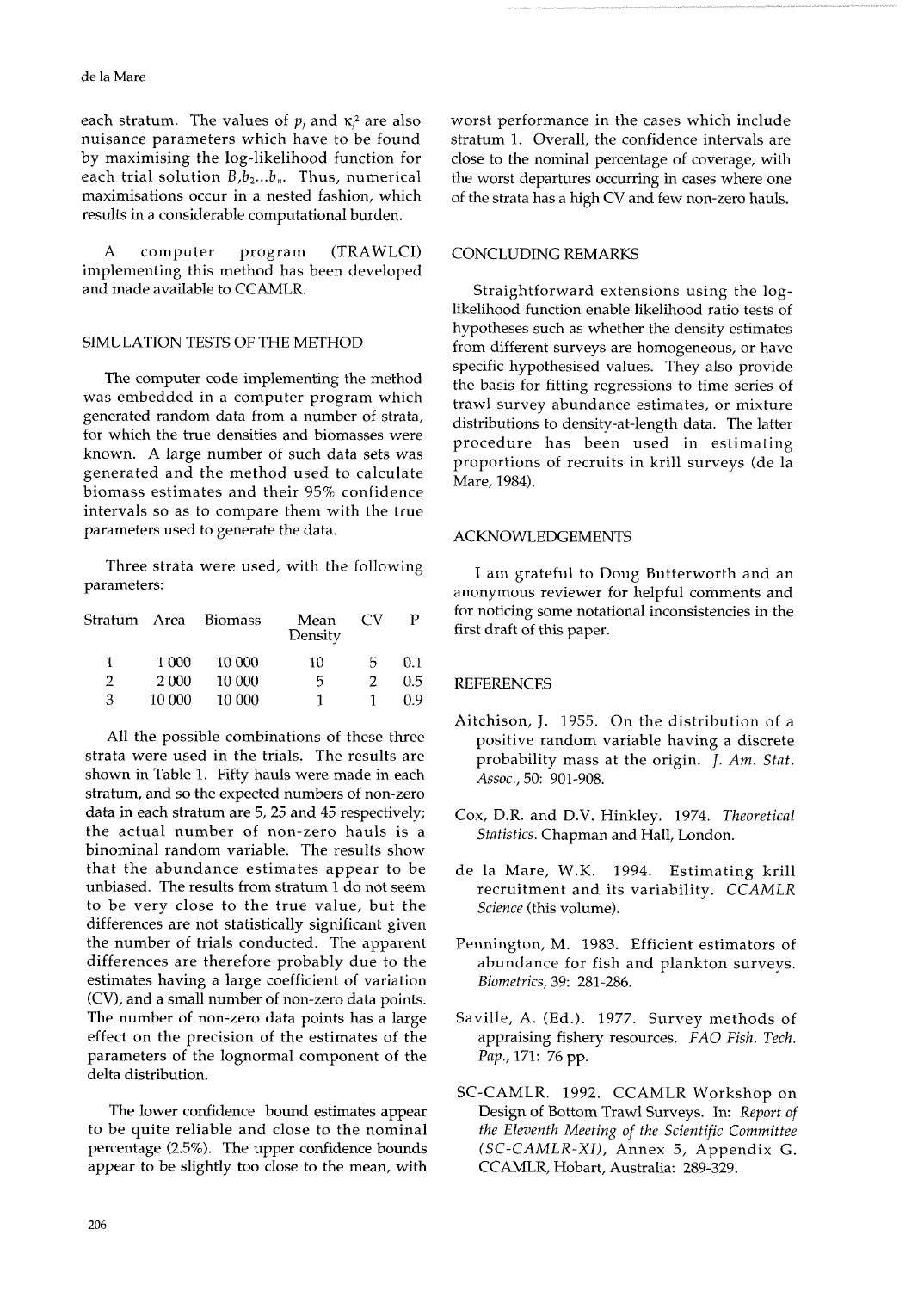each stratum. The values of $p_j$ and $\kappa_j^2$ are also nuisance parameters which have to be found by maximising the log-likelihood function for each trial solution $B, b_2 \ldots b_n$. Thus, numerical maximisations occur in a nested fashion, which results in a considerable computational burden.

A computer program (TRAWLCI) implementing this method has been developed and made available to CCAMLR.

## SIMULATION TESTS OF THE METHOD

The computer code implementing the method was embedded in a computer program which generated random data from a number of strata, for which the true densities and biomasses were known. A large number of such data sets was generated and the method used to calculate biomass estimates and their 95% confidence intervals so as to compare them with the true parameters used to generate the data.

Three strata were used, with the following parameters:

| Stratum | Area | Biomass | Mean Density | CV | P |
|---|---|---|---|---|---|
| 1 | 1 000 | 10 000 | 10 | 5 | 0.1 |
| 2 | 2 000 | 10 000 | 5 | 2 | 0.5 |
| 3 | 10 000 | 10 000 | 1 | 1 | 0.9 |

All the possible combinations of these three strata were used in the trials. The results are shown in Table 1. Fifty hauls were made in each stratum, and so the expected numbers of non-zero data in each stratum are 5, 25 and 45 respectively; the actual number of non-zero hauls is a binominal random variable. The results show that the abundance estimates appear to be unbiased. The results from stratum 1 do not seem to be very close to the true value, but the differences are not statistically significant given the number of trials conducted. The apparent differences are therefore probably due to the estimates having a large coefficient of variation (CV), and a small number of non-zero data points. The number of non-zero data points has a large effect on the precision of the estimates of the parameters of the lognormal component of the delta distribution.

The lower confidence bound estimates appear to be quite reliable and close to the nominal percentage (2.5%). The upper confidence bounds appear to be slightly too close to the mean, with worst performance in the cases which include stratum 1. Overall, the confidence intervals are close to the nominal percentage of coverage, with the worst departures occurring in cases where one of the strata has a high CV and few non-zero hauls.

## CONCLUDING REMARKS

Straightforward extensions using the log-likelihood function enable likelihood ratio tests of hypotheses such as whether the density estimates from different surveys are homogeneous, or have specific hypothesised values. They also provide the basis for fitting regressions to time series of trawl survey abundance estimates, or mixture distributions to density-at-length data. The latter procedure has been used in estimating proportions of recruits in krill surveys (de la Mare, 1984).

## ACKNOWLEDGEMENTS

I am grateful to Doug Butterworth and an anonymous reviewer for helpful comments and for noticing some notational inconsistencies in the first draft of this paper.

## REFERENCES

Aitchison, J. 1955. On the distribution of a positive random variable having a discrete probability mass at the origin. *J. Am. Stat. Assoc.*, 50: 901-908.

Cox, D.R. and D.V. Hinkley. 1974. *Theoretical Statistics*. Chapman and Hall, London.

de la Mare, W.K. 1994. Estimating krill recruitment and its variability. *CCAMLR Science* (this volume).

Pennington, M. 1983. Efficient estimators of abundance for fish and plankton surveys. *Biometrics*, 39: 281-286.

Saville, A. (Ed.). 1977. Survey methods of appraising fishery resources. *FAO Fish. Tech. Pap.*, 171: 76 pp.

SC-CAMLR. 1992. CCAMLR Workshop on Design of Bottom Trawl Surveys. In: *Report of the Eleventh Meeting of the Scientific Committee (SC-CAMLR-XI)*, Annex 5, Appendix G. CCAMLR, Hobart, Australia: 289-329.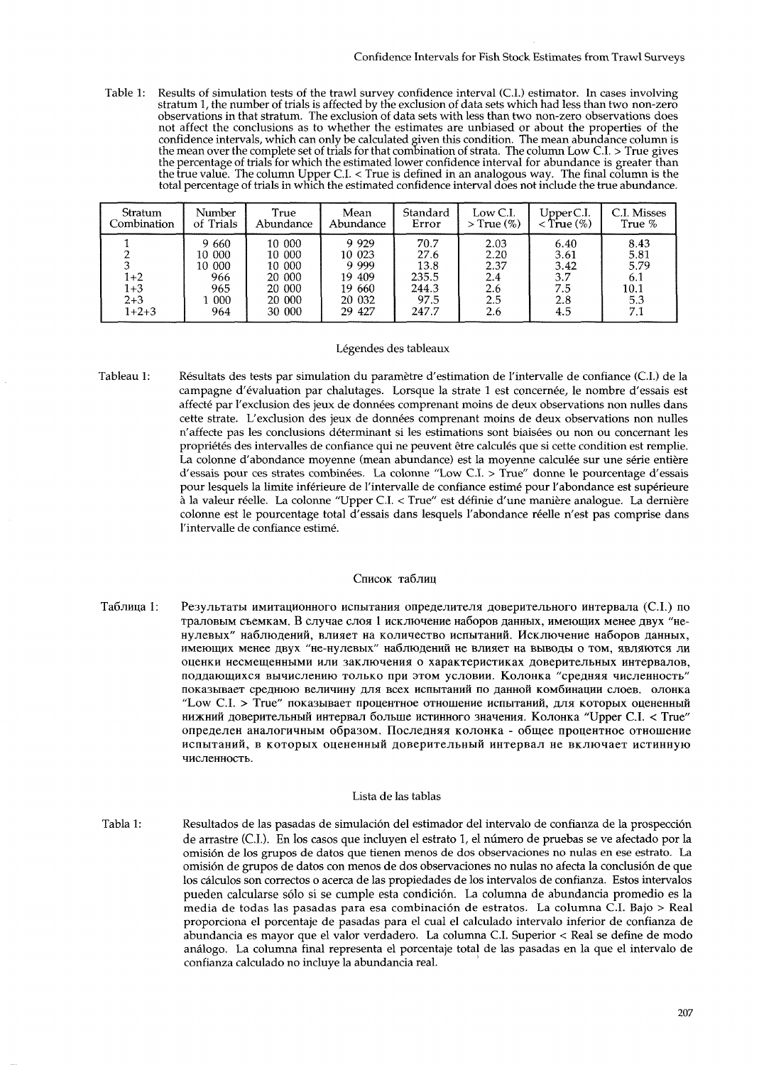Table 1: Results of simulation tests of the trawl survey confidence interval (C.I.) estimator. In cases involving stratum 1, the number of trials is affected by the exclusion of data sets which had less than two non-zero observations in that stratum. The exclusion of data sets with less than two non-zero observations does not affect the conclusions as to whether the estimates are unbiased or about the properties of the confidence intervals, which can only be calculated given this condition. The mean abundance column is the mean over the complete set of trials for that combination of strata. The column Low C.I. > True gives the percentage of trials for which the estimated lower confidence interval for abundance is greater than the true value. The column Upper C.I. < True is defined in an analogous way. The final column is the total percentage of trials in which the estimated confidence interval does not include the true abundance.

| Stratum Combination | Number of Trials | True Abundance | Mean Abundance | Standard Error | Low C.I. > True (%) | Upper C.I. < True (%) | C.I. Misses True % |
|---|---|---|---|---|---|---|---|
| 1 | 9 660 | 10 000 | 9 929 | 70.7 | 2.03 | 6.40 | 8.43 |
| 2 | 10 000 | 10 000 | 10 023 | 27.6 | 2.20 | 3.61 | 5.81 |
| 3 | 10 000 | 10 000 | 9 999 | 13.8 | 2.37 | 3.42 | 5.79 |
| 1+2 | 966 | 20 000 | 19 409 | 235.5 | 2.4 | 3.7 | 6.1 |
| 1+3 | 965 | 20 000 | 19 660 | 244.3 | 2.6 | 7.5 | 10.1 |
| 2+3 | 1 000 | 20 000 | 20 032 | 97.5 | 2.5 | 2.8 | 5.3 |
| 1+2+3 | 964 | 30 000 | 29 427 | 247.7 | 2.6 | 4.5 | 7.1 |

## Légendes des tableaux

Tableau 1: Résultats des tests par simulation du paramètre d'estimation de l'intervalle de confiance (C.I.) de la campagne d'évaluation par chalutages. Lorsque la strate 1 est concernée, le nombre d'essais est affecté par l'exclusion des jeux de données comprenant moins de deux observations non nulles dans cette strate. L'exclusion des jeux de données comprenant moins de deux observations non nulles n'affecte pas les conclusions déterminant si les estimations sont biaisées ou non ou concernant les propriétés des intervalles de confiance qui ne peuvent être calculés que si cette condition est remplie. La colonne d'abondance moyenne (mean abundance) est la moyenne calculée sur une série entière d'essais pour ces strates combinées. La colonne "Low C.I. > True" donne le pourcentage d'essais pour lesquels la limite inférieure de l'intervalle de confiance estimé pour l'abondance est supérieure à la valeur réelle. La colonne "Upper C.I. < True" est définie d'une manière analogue. La dernière colonne est le pourcentage total d'essais dans lesquels l'abondance réelle n'est pas comprise dans l'intervalle de confiance estimé.

## Список таблиц

Таблица 1: Результаты имитационного испытания определителя доверительного интервала (C.I.) по траловым съемкам. В случае слоя 1 исключение наборов данных, имеющих менее двух "не-нулевых" наблюдений, влияет на количество испытаний. Исключение наборов данных, имеющих менее двух "не-нулевых" наблюдений не влияет на выводы о том, являются ли оценки несмещенными или заключения о характеристиках доверительных интервалов, поддающихся вычислению только при этом условии. Колонка "средняя численность" показывает среднюю величину для всех испытаний по данной комбинации слоев. олонка "Low C.I. > True" показывает процентное отношение испытаний, для которых оцененный нижний доверительный интервал больше истинного значения. Колонка "Upper C.I. < True" определен аналогичным образом. Последняя колонка - общее процентное отношение испытаний, в которых оцененный доверительный интервал не включает истинную численность.

## Lista de las tablas

Tabla 1: Resultados de las pasadas de simulación del estimador del intervalo de confianza de la prospección de arrastre (C.I.). En los casos que incluyen el estrato 1, el número de pruebas se ve afectado por la omisión de los grupos de datos que tienen menos de dos observaciones no nulas en ese estrato. La omisión de grupos de datos con menos de dos observaciones no nulas no afecta la conclusión de que los cálculos son correctos o acerca de las propiedades de los intervalos de confianza. Estos intervalos pueden calcularse sólo si se cumple esta condición. La columna de abundancia promedio es la media de todas las pasadas para esa combinación de estratos. La columna C.I. Bajo > Real proporciona el porcentaje de pasadas para el cual el calculado intervalo inferior de confianza de abundancia es mayor que el valor verdadero. La columna C.I. Superior < Real se define de modo análogo. La columna final representa el porcentaje total de las pasadas en la que el intervalo de confianza calculado no incluye la abundancia real.